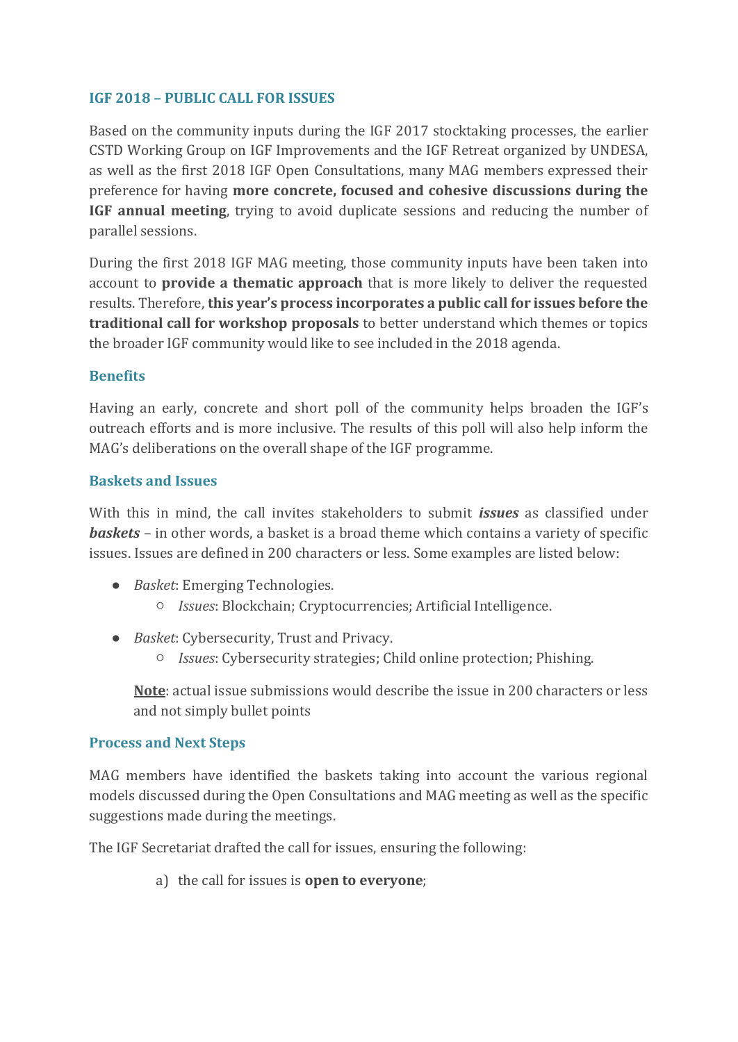## IGF 2018 – PUBLIC CALL FOR ISSUES

Based on the community inputs during the IGF 2017 stocktaking processes, the earlier CSTD Working Group on IGF Improvements and the IGF Retreat organized by UNDESA, as well as the first 2018 IGF Open Consultations, many MAG members expressed their preference for having **more concrete, focused and cohesive discussions during the IGF annual meeting**, trying to avoid duplicate sessions and reducing the number of parallel sessions.

During the first 2018 IGF MAG meeting, those community inputs have been taken into account to **provide a thematic approach** that is more likely to deliver the requested results. Therefore, **this year's process incorporates a public call for issues before the traditional call for workshop proposals** to better understand which themes or topics the broader IGF community would like to see included in the 2018 agenda.

### Benefits

Having an early, concrete and short poll of the community helps broaden the IGF's outreach efforts and is more inclusive. The results of this poll will also help inform the MAG's deliberations on the overall shape of the IGF programme.

### Baskets and Issues

With this in mind, the call invites stakeholders to submit ***issues*** as classified under ***baskets*** – in other words, a basket is a broad theme which contains a variety of specific issues. Issues are defined in 200 characters or less. Some examples are listed below:

- *Basket*: Emerging Technologies.
  - *Issues*: Blockchain; Cryptocurrencies; Artificial Intelligence.
- *Basket*: Cybersecurity, Trust and Privacy.
  - *Issues*: Cybersecurity strategies; Child online protection; Phishing.

**Note**: actual issue submissions would describe the issue in 200 characters or less and not simply bullet points

### Process and Next Steps

MAG members have identified the baskets taking into account the various regional models discussed during the Open Consultations and MAG meeting as well as the specific suggestions made during the meetings.

The IGF Secretariat drafted the call for issues, ensuring the following:

a) the call for issues is **open to everyone**;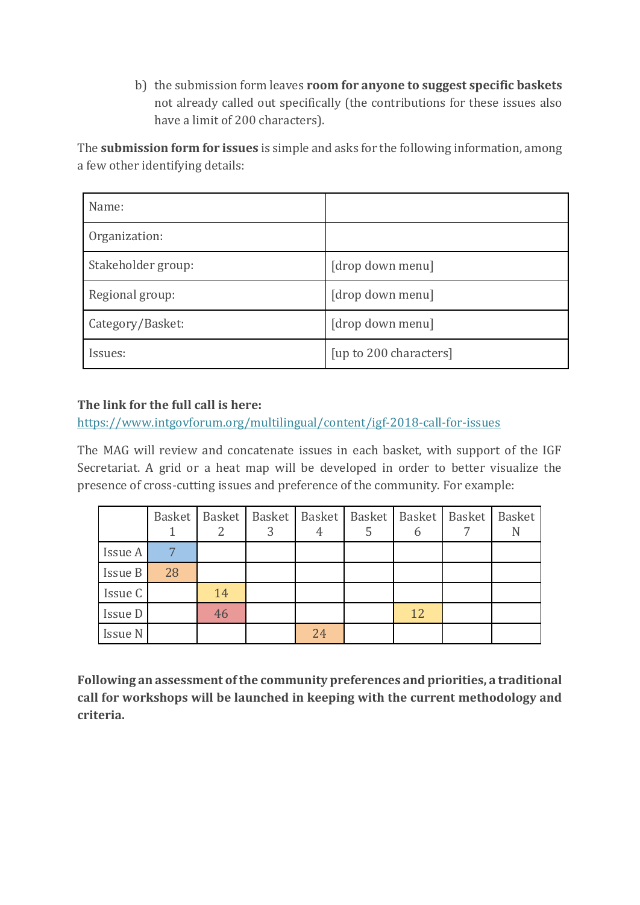b) the submission form leaves **room for anyone to suggest specific baskets** not already called out specifically (the contributions for these issues also have a limit of 200 characters).

The **submission form for issues** is simple and asks for the following information, among a few other identifying details:

| | |
|---|---|
| Name: | |
| Organization: | |
| Stakeholder group: | [drop down menu] |
| Regional group: | [drop down menu] |
| Category/Basket: | [drop down menu] |
| Issues: | [up to 200 characters] |

**The link for the full call is here:**
https://www.intgovforum.org/multilingual/content/igf-2018-call-for-issues

The MAG will review and concatenate issues in each basket, with support of the IGF Secretariat. A grid or a heat map will be developed in order to better visualize the presence of cross-cutting issues and preference of the community. For example:

| | Basket 1 | Basket 2 | Basket 3 | Basket 4 | Basket 5 | Basket 6 | Basket 7 | Basket N |
|---|---|---|---|---|---|---|---|---|
| Issue A | 7 | | | | | | | |
| Issue B | 28 | | | | | | | |
| Issue C | | 14 | | | | | | |
| Issue D | | 46 | | | | 12 | | |
| Issue N | | | | 24 | | | | |

**Following an assessment of the community preferences and priorities, a traditional call for workshops will be launched in keeping with the current methodology and criteria.**